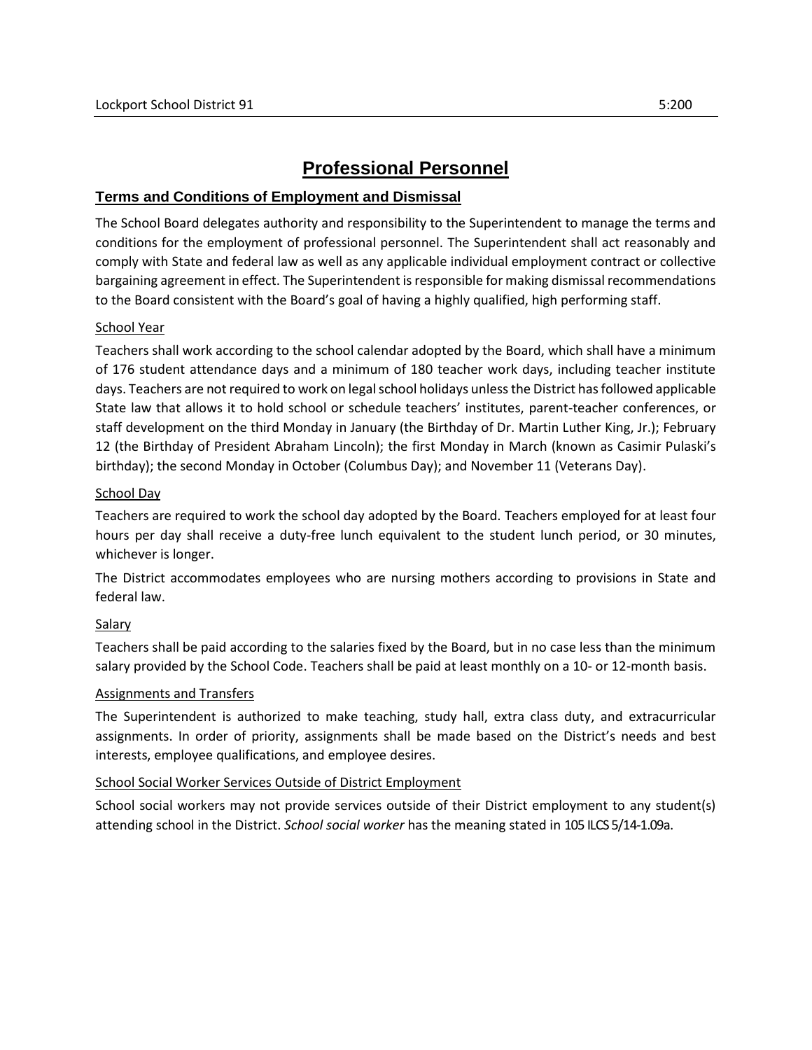# Professional Personnel

## Terms and Conditions of Employment and Dismissal

The School Board delegates authority and responsibility to the Superintendent to manage the terms and conditions for the employment of professional personnel. The Superintendent shall act reasonably and comply with State and federal law as well as any applicable individual employment contract or collective bargaining agreement in effect. The Superintendent is responsible for making dismissal recommendations to the Board consistent with the Board's goal of having a highly qualified, high performing staff.

### School Year

Teachers shall work according to the school calendar adopted by the Board, which shall have a minimum of 176 student attendance days and a minimum of 180 teacher work days, including teacher institute days. Teachers are not required to work on legal school holidays unless the District has followed applicable State law that allows it to hold school or schedule teachers' institutes, parent-teacher conferences, or staff development on the third Monday in January (the Birthday of Dr. Martin Luther King, Jr.); February 12 (the Birthday of President Abraham Lincoln); the first Monday in March (known as Casimir Pulaski's birthday); the second Monday in October (Columbus Day); and November 11 (Veterans Day).

### School Day

Teachers are required to work the school day adopted by the Board. Teachers employed for at least four hours per day shall receive a duty-free lunch equivalent to the student lunch period, or 30 minutes, whichever is longer.

The District accommodates employees who are nursing mothers according to provisions in State and federal law.

### Salary

Teachers shall be paid according to the salaries fixed by the Board, but in no case less than the minimum salary provided by the School Code. Teachers shall be paid at least monthly on a 10- or 12-month basis.

### Assignments and Transfers

The Superintendent is authorized to make teaching, study hall, extra class duty, and extracurricular assignments. In order of priority, assignments shall be made based on the District's needs and best interests, employee qualifications, and employee desires.

### School Social Worker Services Outside of District Employment

School social workers may not provide services outside of their District employment to any student(s) attending school in the District. *School social worker* has the meaning stated in 105 ILCS 5/14-1.09a.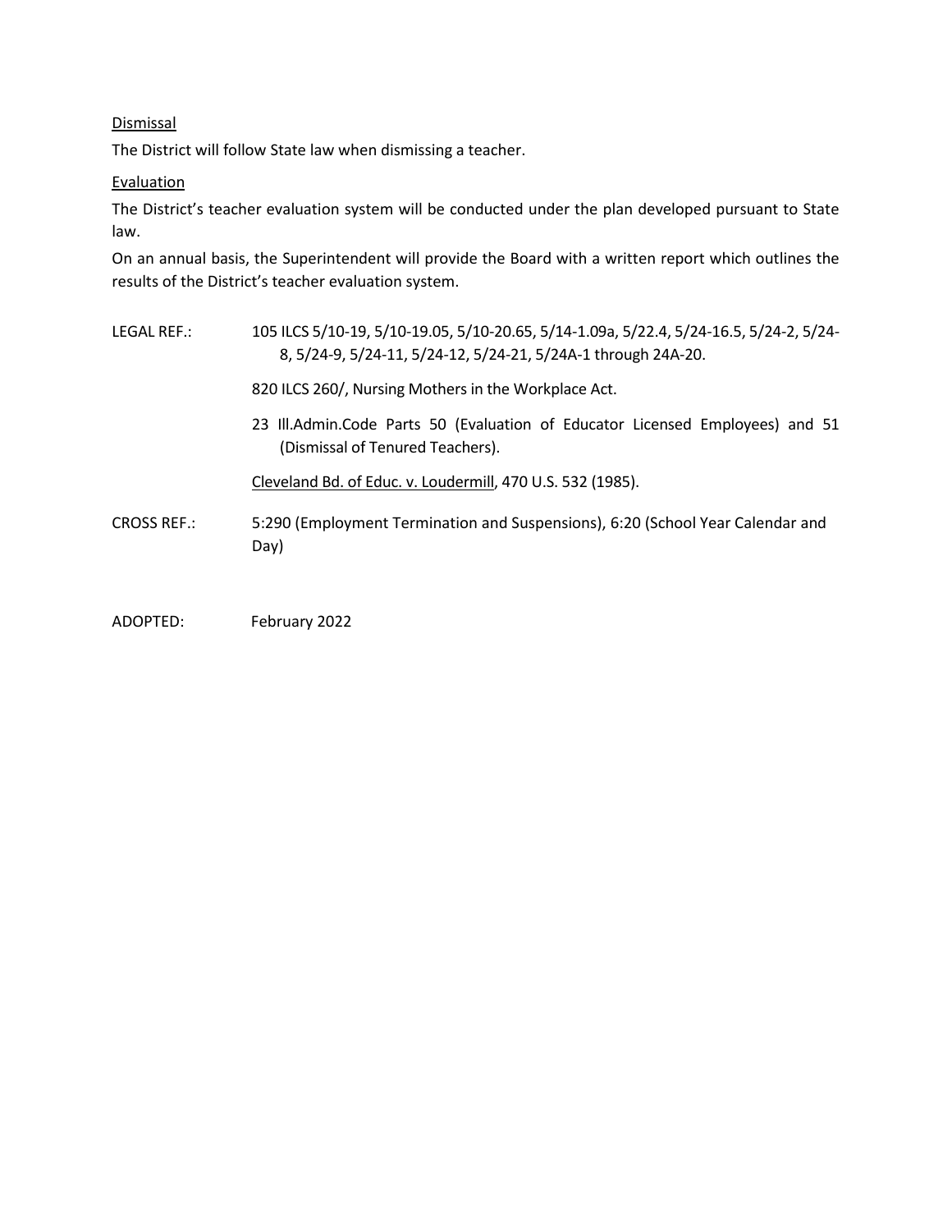Dismissal

The District will follow State law when dismissing a teacher.

Evaluation

The District's teacher evaluation system will be conducted under the plan developed pursuant to State law.

On an annual basis, the Superintendent will provide the Board with a written report which outlines the results of the District's teacher evaluation system.

LEGAL REF.: 105 ILCS 5/10-19, 5/10-19.05, 5/10-20.65, 5/14-1.09a, 5/22.4, 5/24-16.5, 5/24-2, 5/24-8, 5/24-9, 5/24-11, 5/24-12, 5/24-21, 5/24A-1 through 24A-20.

820 ILCS 260/, Nursing Mothers in the Workplace Act.

23 Ill.Admin.Code Parts 50 (Evaluation of Educator Licensed Employees) and 51 (Dismissal of Tenured Teachers).

Cleveland Bd. of Educ. v. Loudermill, 470 U.S. 532 (1985).

CROSS REF.: 5:290 (Employment Termination and Suspensions), 6:20 (School Year Calendar and Day)

ADOPTED: February 2022